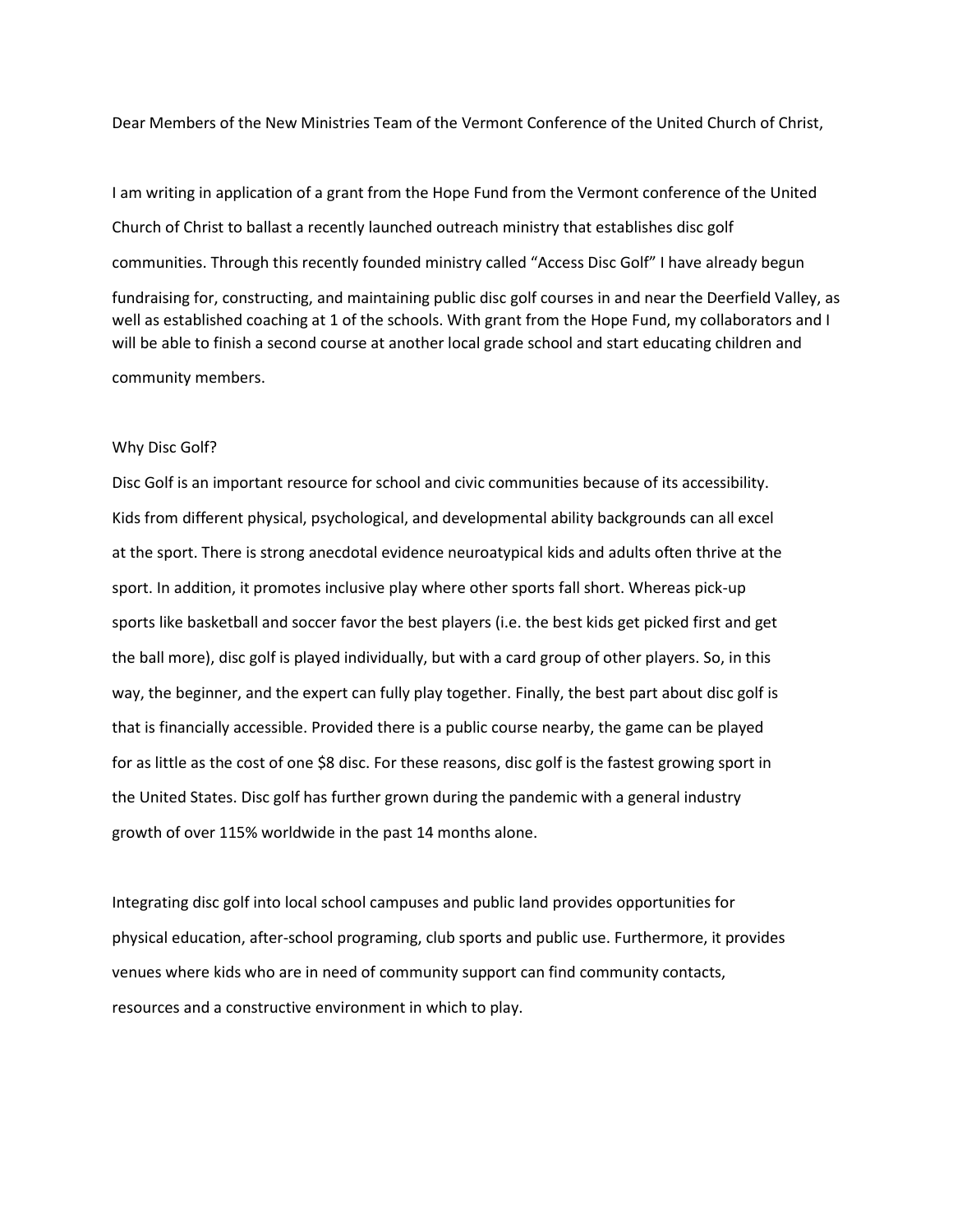Dear Members of the New Ministries Team of the Vermont Conference of the United Church of Christ,

I am writing in application of a grant from the Hope Fund from the Vermont conference of the United Church of Christ to ballast a recently launched outreach ministry that establishes disc golf communities. Through this recently founded ministry called "Access Disc Golf" I have already begun fundraising for, constructing, and maintaining public disc golf courses in and near the Deerfield Valley, as well as established coaching at 1 of the schools. With grant from the Hope Fund, my collaborators and I will be able to finish a second course at another local grade school and start educating children and community members.

Why Disc Golf?

Disc Golf is an important resource for school and civic communities because of its accessibility. Kids from different physical, psychological, and developmental ability backgrounds can all excel at the sport. There is strong anecdotal evidence neuroatypical kids and adults often thrive at the sport. In addition, it promotes inclusive play where other sports fall short. Whereas pick-up sports like basketball and soccer favor the best players (i.e. the best kids get picked first and get the ball more), disc golf is played individually, but with a card group of other players. So, in this way, the beginner, and the expert can fully play together. Finally, the best part about disc golf is that is financially accessible. Provided there is a public course nearby, the game can be played for as little as the cost of one $8 disc. For these reasons, disc golf is the fastest growing sport in the United States. Disc golf has further grown during the pandemic with a general industry growth of over 115% worldwide in the past 14 months alone.

Integrating disc golf into local school campuses and public land provides opportunities for physical education, after-school programing, club sports and public use. Furthermore, it provides venues where kids who are in need of community support can find community contacts, resources and a constructive environment in which to play.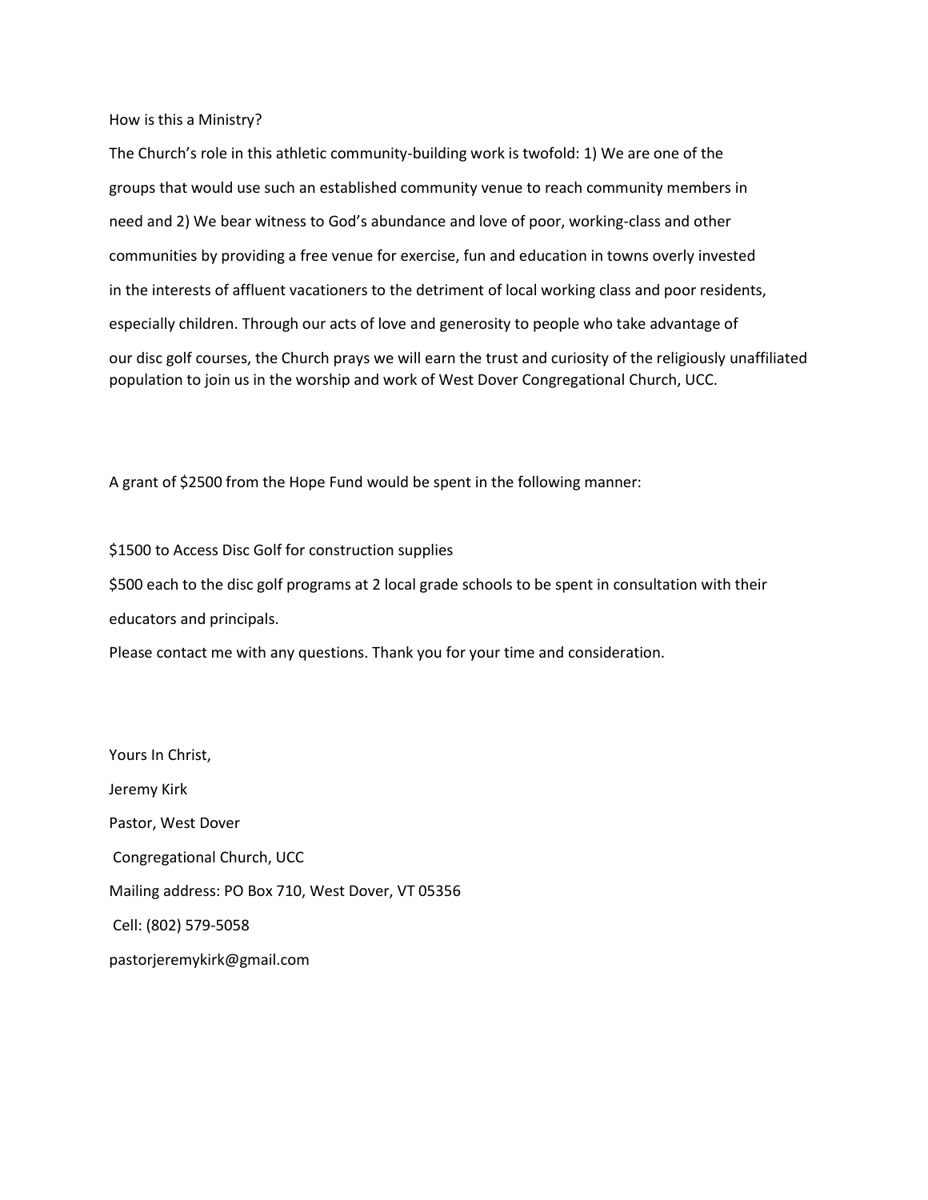How is this a Ministry?

The Church's role in this athletic community-building work is twofold: 1) We are one of the groups that would use such an established community venue to reach community members in need and 2) We bear witness to God's abundance and love of poor, working-class and other communities by providing a free venue for exercise, fun and education in towns overly invested in the interests of affluent vacationers to the detriment of local working class and poor residents, especially children. Through our acts of love and generosity to people who take advantage of our disc golf courses, the Church prays we will earn the trust and curiosity of the religiously unaffiliated population to join us in the worship and work of West Dover Congregational Church, UCC.

A grant of $2500 from the Hope Fund would be spent in the following manner:

$1500 to Access Disc Golf for construction supplies

$500 each to the disc golf programs at 2 local grade schools to be spent in consultation with their educators and principals.

Please contact me with any questions. Thank you for your time and consideration.

Yours In Christ,

Jeremy Kirk

Pastor, West Dover

Congregational Church, UCC

Mailing address: PO Box 710, West Dover, VT 05356

Cell: (802) 579-5058

pastorjeremykirk@gmail.com